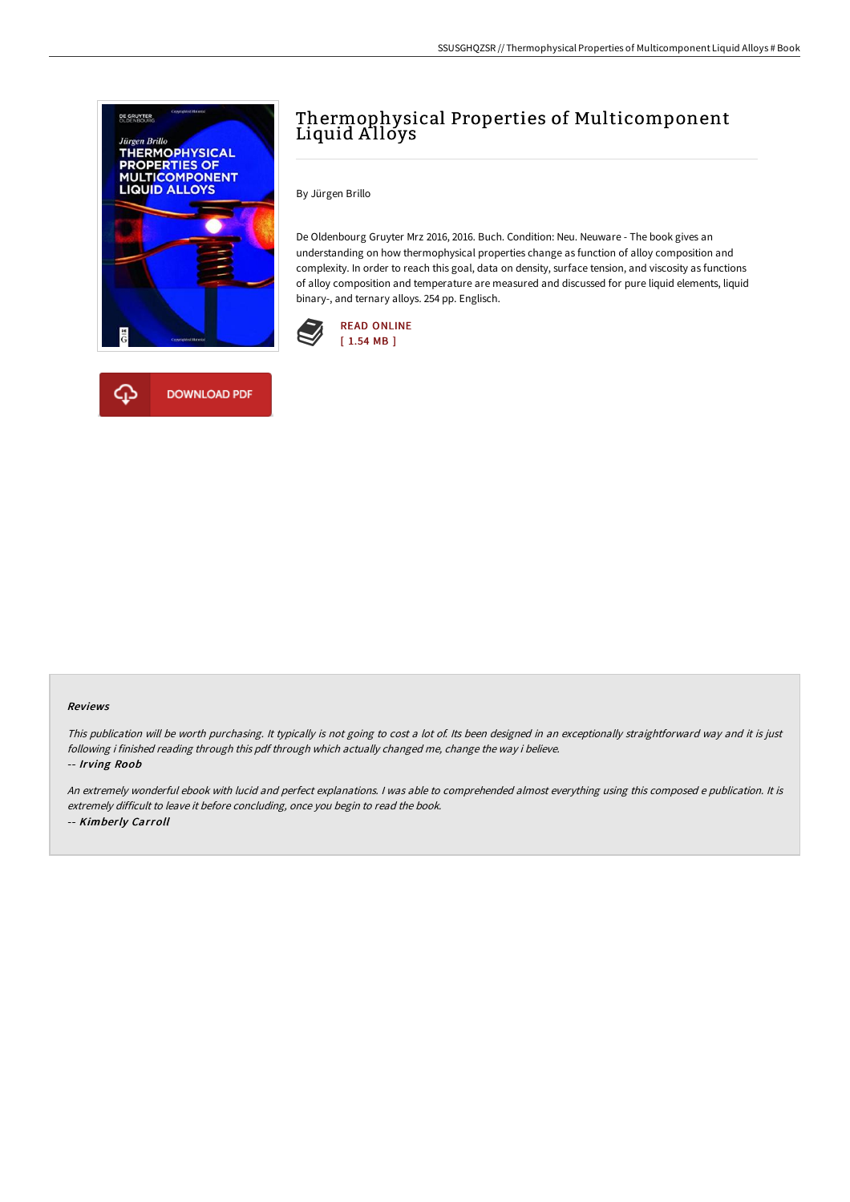# Thermophysical Properties of Multicomponent Liquid Alloys

By Jürgen Brillo

De Oldenbourg Gruyter Mrz 2016, 2016. Buch. Condition: Neu. Neuware - The book gives an understanding on how thermophysical properties change as function of alloy composition and complexity. In order to reach this goal, data on density, surface tension, and viscosity as functions of alloy composition and temperature are measured and discussed for pure liquid elements, liquid binary-, and ternary alloys. 254 pp. Englisch.

READ ONLINE
[ 1.54 MB ]

DOWNLOAD PDF

### Reviews

*This publication will be worth purchasing. It typically is not going to cost a lot of. Its been designed in an exceptionally straightforward way and it is just following i finished reading through this pdf through which actually changed me, change the way i believe.*

-- ***Irving Roob***

*An extremely wonderful ebook with lucid and perfect explanations. I was able to comprehended almost everything using this composed e publication. It is extremely difficult to leave it before concluding, once you begin to read the book.*

-- ***Kimberly Carroll***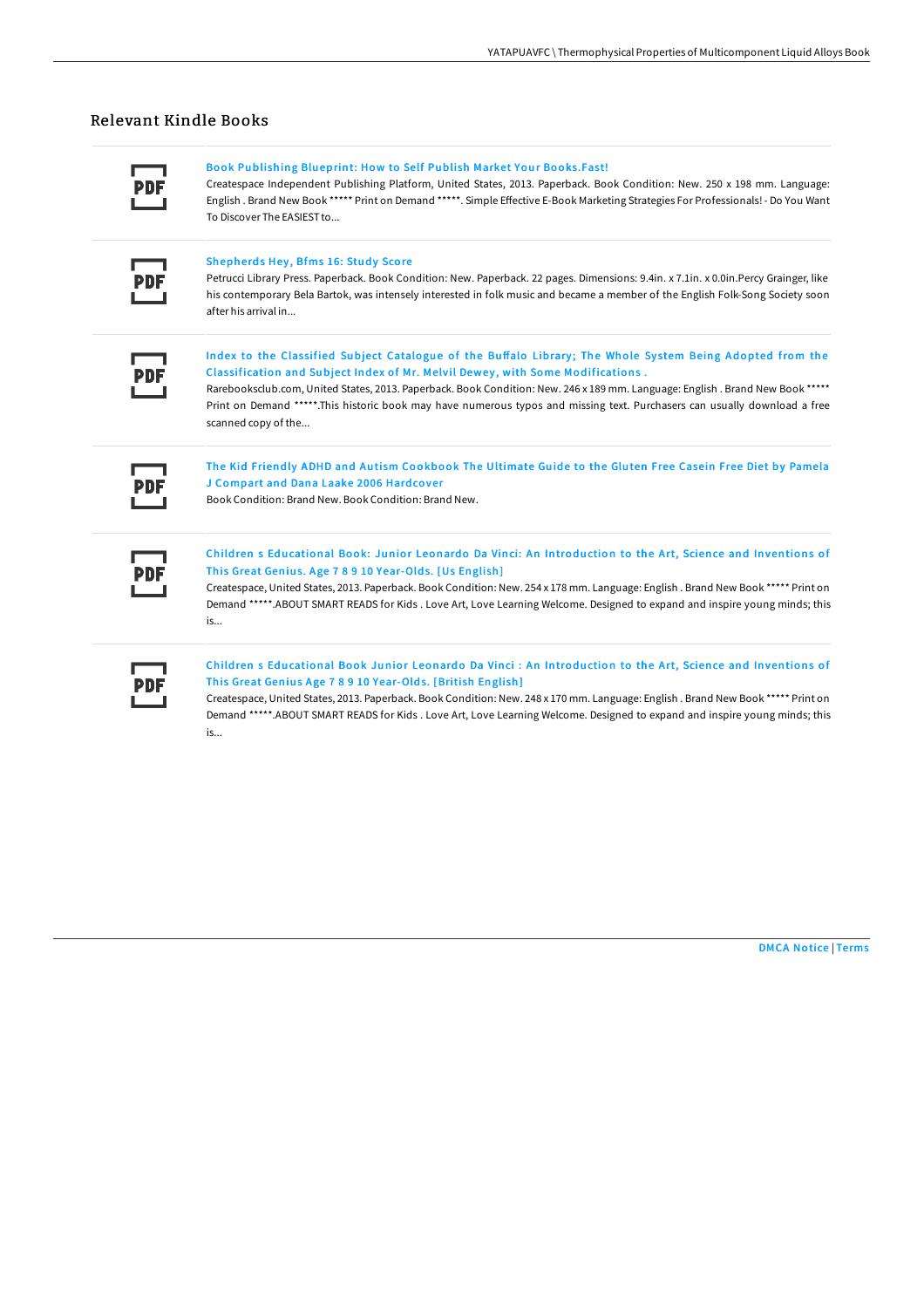## Relevant Kindle Books

**Book Publishing Blueprint: How to Self Publish Market Your Books.Fast!**

Createspace Independent Publishing Platform, United States, 2013. Paperback. Book Condition: New. 250 x 198 mm. Language: English . Brand New Book ***** Print on Demand *****. Simple Effective E-Book Marketing Strategies For Professionals! - Do You Want To Discover The EASIEST to...

**Shepherds Hey, Bfms 16: Study Score**

Petrucci Library Press. Paperback. Book Condition: New. Paperback. 22 pages. Dimensions: 9.4in. x 7.1in. x 0.0in.Percy Grainger, like his contemporary Bela Bartok, was intensely interested in folk music and became a member of the English Folk-Song Society soon after his arrival in...

**Index to the Classified Subject Catalogue of the Buffalo Library; The Whole System Being Adopted from the Classification and Subject Index of Mr. Melvil Dewey, with Some Modifications .**

Rarebooksclub.com, United States, 2013. Paperback. Book Condition: New. 246 x 189 mm. Language: English . Brand New Book ***** Print on Demand *****.This historic book may have numerous typos and missing text. Purchasers can usually download a free scanned copy of the...

**The Kid Friendly ADHD and Autism Cookbook The Ultimate Guide to the Gluten Free Casein Free Diet by Pamela J Compart and Dana Laake 2006 Hardcover**

Book Condition: Brand New. Book Condition: Brand New.

**Children s Educational Book: Junior Leonardo Da Vinci: An Introduction to the Art, Science and Inventions of This Great Genius. Age 7 8 9 10 Year-Olds. [Us English]**

Createspace, United States, 2013. Paperback. Book Condition: New. 254 x 178 mm. Language: English . Brand New Book ***** Print on Demand *****.ABOUT SMART READS for Kids . Love Art, Love Learning Welcome. Designed to expand and inspire young minds; this is...

**Children s Educational Book Junior Leonardo Da Vinci : An Introduction to the Art, Science and Inventions of This Great Genius Age 7 8 9 10 Year-Olds. [British English]**

Createspace, United States, 2013. Paperback. Book Condition: New. 248 x 170 mm. Language: English . Brand New Book ***** Print on Demand *****.ABOUT SMART READS for Kids . Love Art, Love Learning Welcome. Designed to expand and inspire young minds; this is...

DMCA Notice | Terms